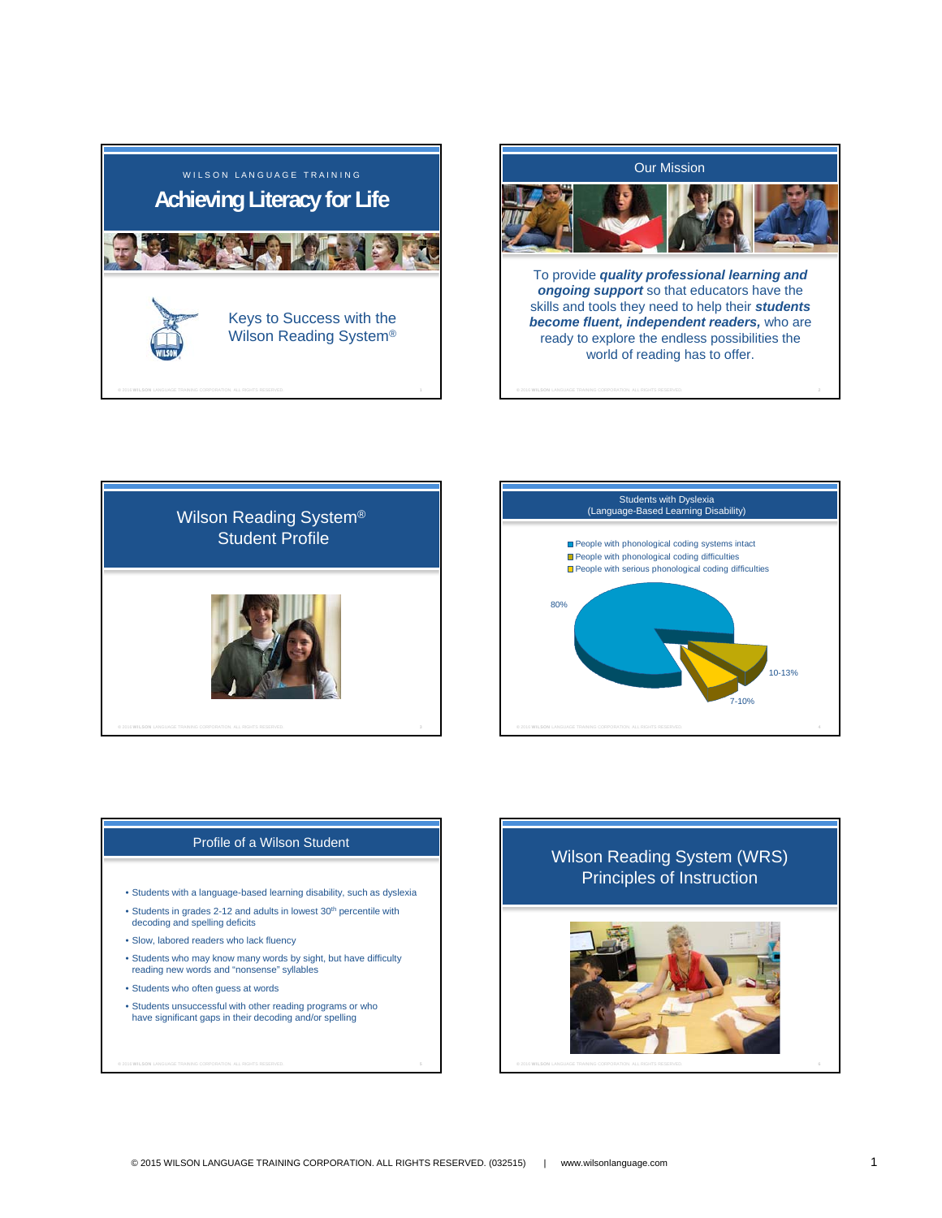WILSON LANGUAGE TRAINING

# Achieving Literacy for Life

Keys to Success with the Wilson Reading System®

## Our Mission

To provide ***quality professional learning and ongoing support*** so that educators have the skills and tools they need to help their ***students become fluent, independent readers,*** who are ready to explore the endless possibilities the world of reading has to offer.

## Wilson Reading System® Student Profile

## Students with Dyslexia (Language-Based Learning Disability)

- People with phonological coding systems intact
- People with phonological coding difficulties
- People with serious phonological coding difficulties

80%

10-13%

7-10%

## Profile of a Wilson Student

- Students with a language-based learning disability, such as dyslexia
- Students in grades 2-12 and adults in lowest 30th percentile with decoding and spelling deficits
- Slow, labored readers who lack fluency
- Students who may know many words by sight, but have difficulty reading new words and "nonsense" syllables
- Students who often guess at words
- Students unsuccessful with other reading programs or who have significant gaps in their decoding and/or spelling

## Wilson Reading System (WRS) Principles of Instruction

© 2015 WILSON LANGUAGE TRAINING CORPORATION. ALL RIGHTS RESERVED. (032515) | www.wilsonlanguage.com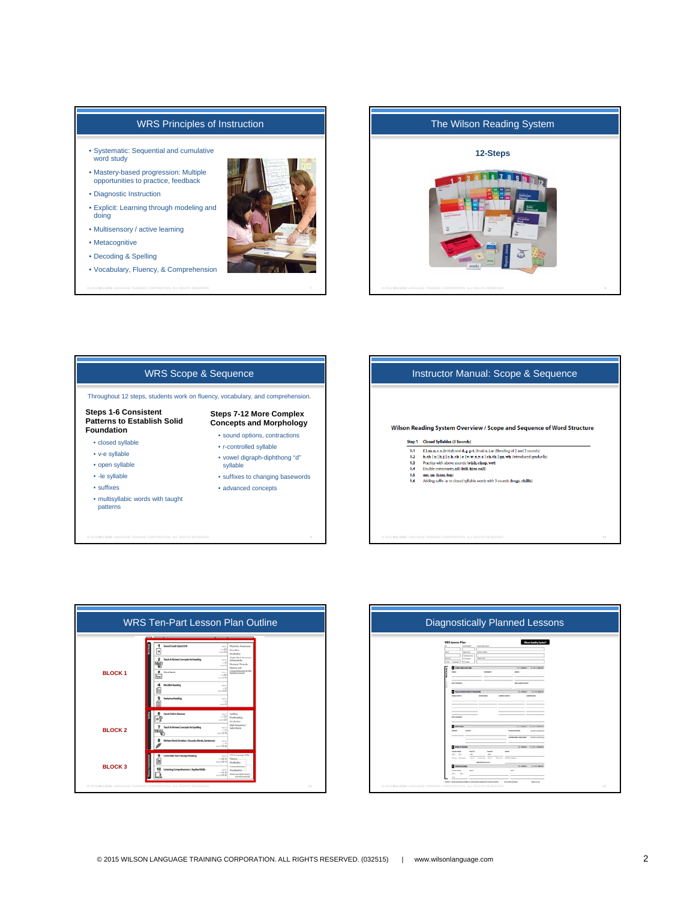## WRS Principles of Instruction

- Systematic: Sequential and cumulative word study
- Mastery-based progression: Multiple opportunities to practice, feedback
- Diagnostic Instruction
- Explicit: Learning through modeling and doing
- Multisensory / active learning
- Metacognitive
- Decoding & Spelling
- Vocabulary, Fluency, & Comprehension

## The Wilson Reading System

**12-Steps**

## WRS Scope & Sequence

Throughout 12 steps, students work on fluency, vocabulary, and comprehension.

**Steps 1-6 Consistent Patterns to Establish Solid Foundation**

- closed syllable
- v-e syllable
- open syllable
- -le syllable
- suffixes
- multisyllabic words with taught patterns

**Steps 7-12 More Complex Concepts and Morphology**

- sound options, contractions
- r-controlled syllable
- vowel digraph-diphthong "d" syllable
- suffixes to changing basewords
- advanced concepts

## Instructor Manual: Scope & Sequence

**Wilson Reading System Overview / Scope and Sequence of Word Structure**

**Step 1 Closed Syllables (3 Sounds)**

| | |
|---|---|
| 1.1 | f, l, m, n, r, s (initial) and d, g, p, t, (final) a, i, o (Blending of 2 and 3 sounds) |
| 1.2 | b, sh \| u \| h, j \| c, k, ck \| e \| v, w, x, y, z \| ch, th \| qu, wh (Introduced gradually) |
| 1.3 | Practice with above sounds (wish, chop, wet) |
| 1.4 | Double consonants, all (bill, kiss, call) |
| 1.5 | am, an (ham, fan) |
| 1.6 | Adding suffix -s to closed syllable words with 3 sounds (bugs, chills) |

## WRS Ten-Part Lesson Plan Outline

**BLOCK 1**

1. Sound Cards Quick Drill
2. Teach & Review Concepts for Reading
3. Word Cards
4. Wordlist Reading
5. Sentence Reading

**BLOCK 2**

6. Quick Drill in Reverse
7. Teach & Review Concepts for Spelling
8. Written Work Dictation (Sounds, Words, Sentences)

**BLOCK 3**

9. Controlled Text Passage Reading
10. Listening Comprehension / Applied Skills

## Diagnostically Planned Lessons

© 2015 WILSON LANGUAGE TRAINING CORPORATION. ALL RIGHTS RESERVED. (032515) | www.wilsonlanguage.com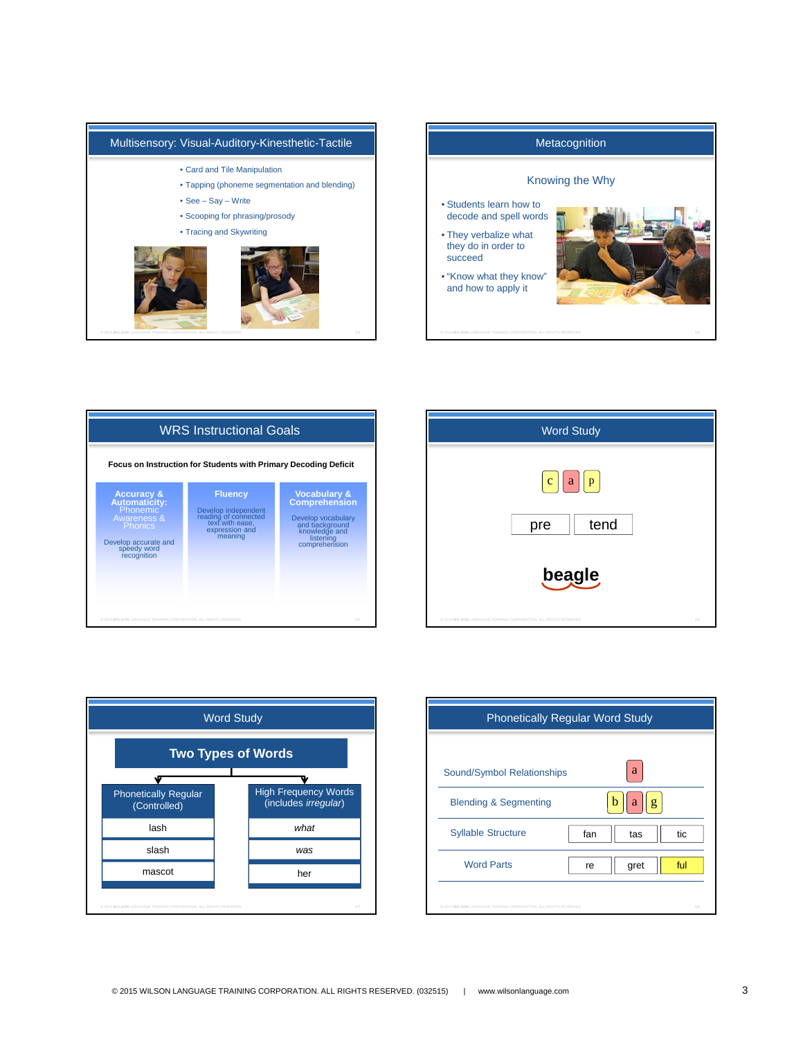## Multisensory: Visual-Auditory-Kinesthetic-Tactile

- Card and Tile Manipulation
- Tapping (phoneme segmentation and blending)
- See – Say – Write
- Scooping for phrasing/prosody
- Tracing and Skywriting

## Metacognition

### Knowing the Why

- Students learn how to decode and spell words
- They verbalize what they do in order to succeed
- "Know what they know" and how to apply it

## WRS Instructional Goals

**Focus on Instruction for Students with Primary Decoding Deficit**

| Accuracy & Automaticity: Phonemic Awareness & Phonics | Fluency | Vocabulary & Comprehension |
|---|---|---|
| Develop accurate and speedy word recognition | Develop independent reading of connected text with ease, expression and meaning | Develop vocabulary and background knowledge and listening comprehension |

## Word Study

c a p

pre tend

**beagle**

## Word Study

### Two Types of Words

| Phonetically Regular (Controlled) | High Frequency Words (includes *irregular*) |
|---|---|
| lash | *what* |
| slash | *was* |
| mascot | her |

## Phonetically Regular Word Study

| | | | |
|---|---|---|---|
| Sound/Symbol Relationships | a | | |
| Blending & Segmenting | b | a | g |
| Syllable Structure | fan | tas | tic |
| Word Parts | re | gret | ful |

© 2015 WILSON LANGUAGE TRAINING CORPORATION. ALL RIGHTS RESERVED. (032515) | www.wilsonlanguage.com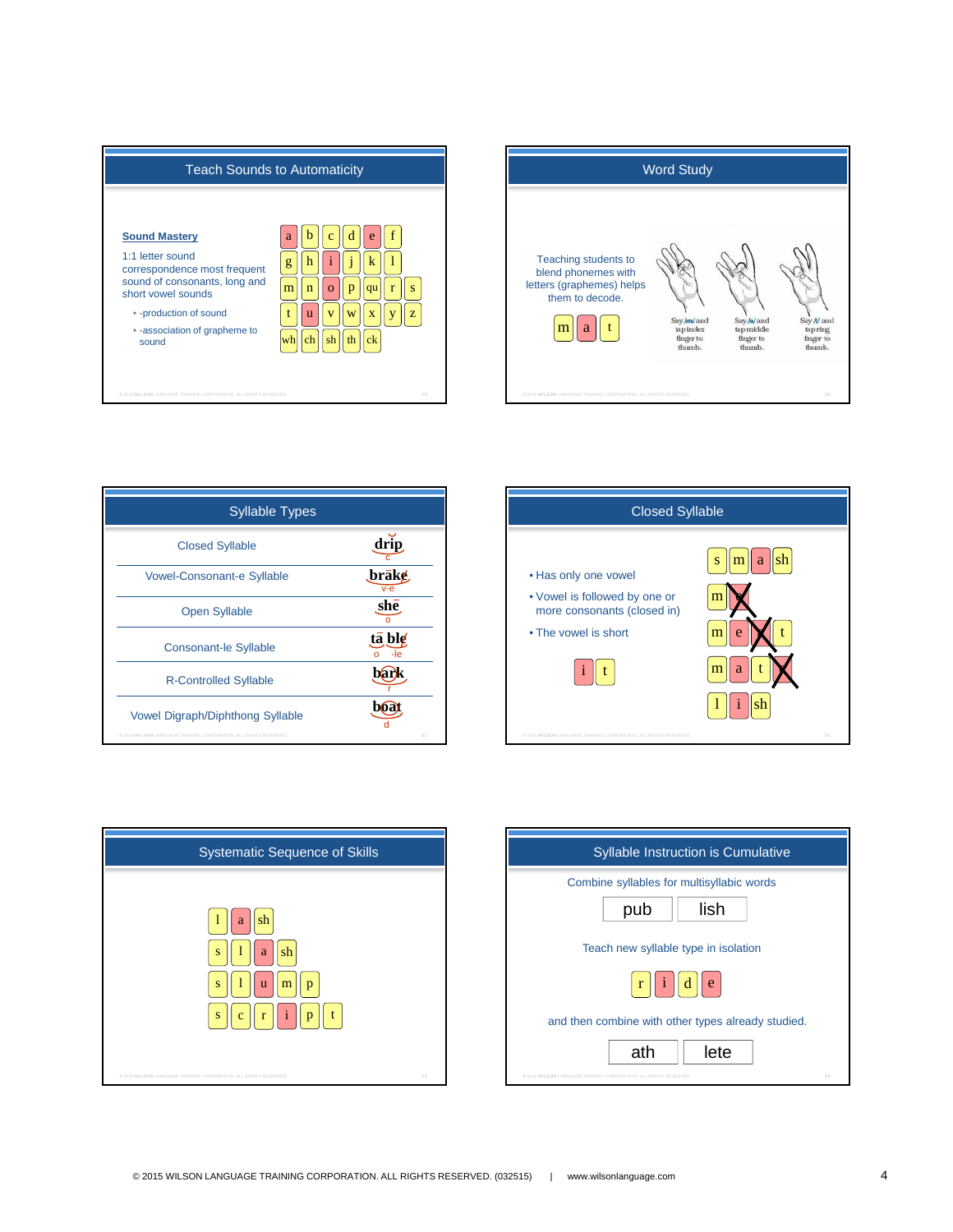## Teach Sounds to Automaticity

**Sound Mastery**

1:1 letter sound correspondence most frequent sound of consonants, long and short vowel sounds

- -production of sound
- -association of grapheme to sound

a b c d e f
g h i j k l
m n o p qu r s
t u v w x y z
wh ch sh th ck

## Word Study

Teaching students to blend phonemes with letters (graphemes) helps them to decode.

m a t

Say /m/ and tap index finger to thumb.

Say /a/ and tap middle finger to thumb.

Say /t/ and tap ring finger to thumb.

## Syllable Types

| Syllable Type | Example |
|---|---|
| Closed Syllable | drip (c) |
| Vowel-Consonant-e Syllable | brāke (v-e) |
| Open Syllable | she (o) |
| Consonant-le Syllable | tā ble (o, -le) |
| R-Controlled Syllable | bark (r) |
| Vowel Digraph/Diphthong Syllable | boat (d) |

## Closed Syllable

- Has only one vowel
- Vowel is followed by one or more consonants (closed in)
- The vowel is short

i t

s m a sh
m e
m e t
m a t
l i sh

## Systematic Sequence of Skills

l a sh
s l a sh
s l u m p
s c r i p t

## Syllable Instruction is Cumulative

Combine syllables for multisyllabic words

pub | lish

Teach new syllable type in isolation

r i d e

and then combine with other types already studied.

ath | lete

© 2015 WILSON LANGUAGE TRAINING CORPORATION. ALL RIGHTS RESERVED. (032515) | www.wilsonlanguage.com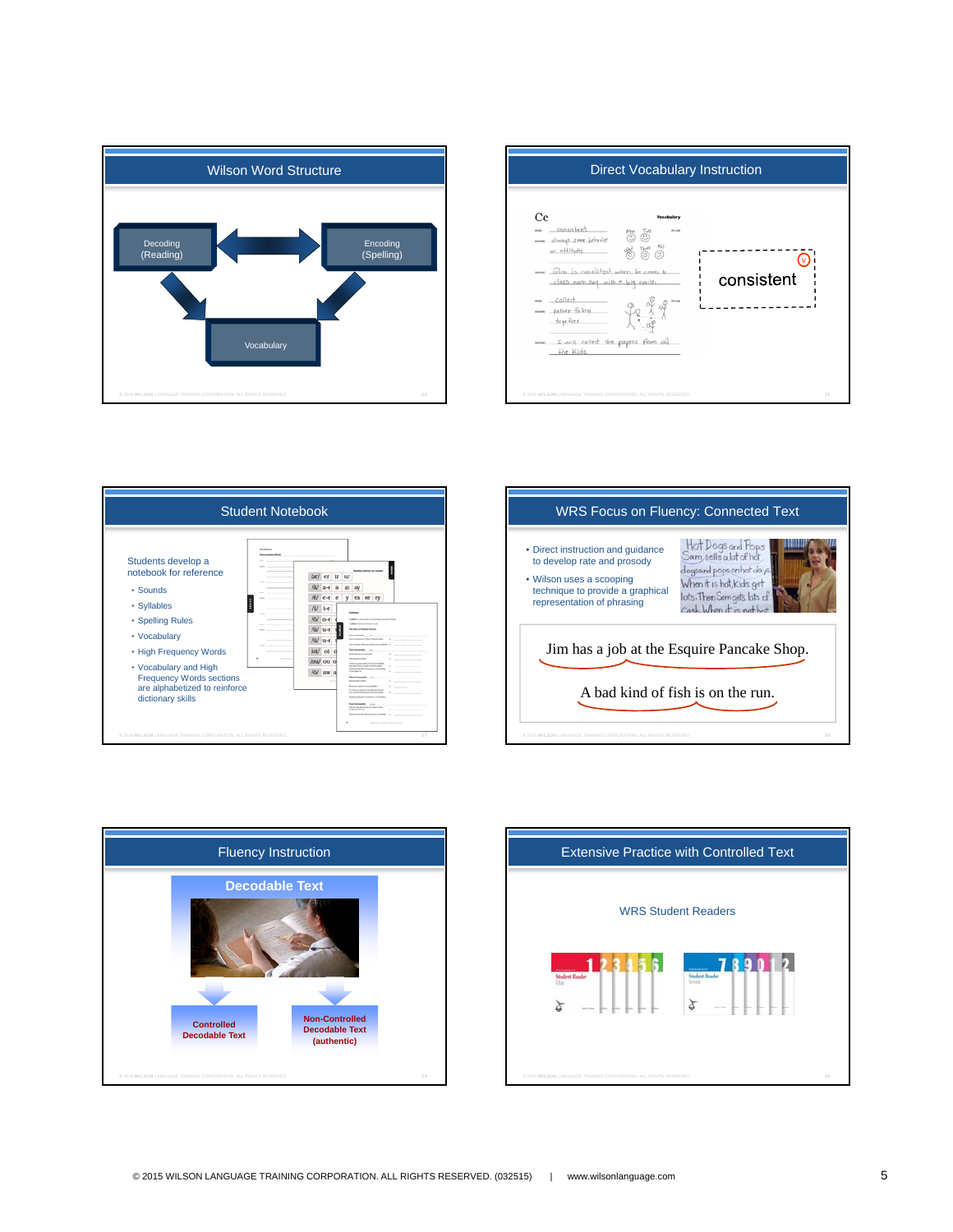## Wilson Word Structure

Decoding (Reading)

Encoding (Spelling)

Vocabulary

## Direct Vocabulary Instruction

consistent

## Student Notebook

Students develop a notebook for reference

- Sounds
- Syllables
- Spelling Rules
- Vocabulary
- High Frequency Words
- Vocabulary and High Frequency Words sections are alphabetized to reinforce dictionary skills

## WRS Focus on Fluency: Connected Text

- Direct instruction and guidance to develop rate and prosody
- Wilson uses a scooping technique to provide a graphical representation of phrasing

Jim has a job at the Esquire Pancake Shop.

A bad kind of fish is on the run.

## Fluency Instruction

**Decodable Text**

**Controlled Decodable Text**

**Non-Controlled Decodable Text (authentic)**

## Extensive Practice with Controlled Text

WRS Student Readers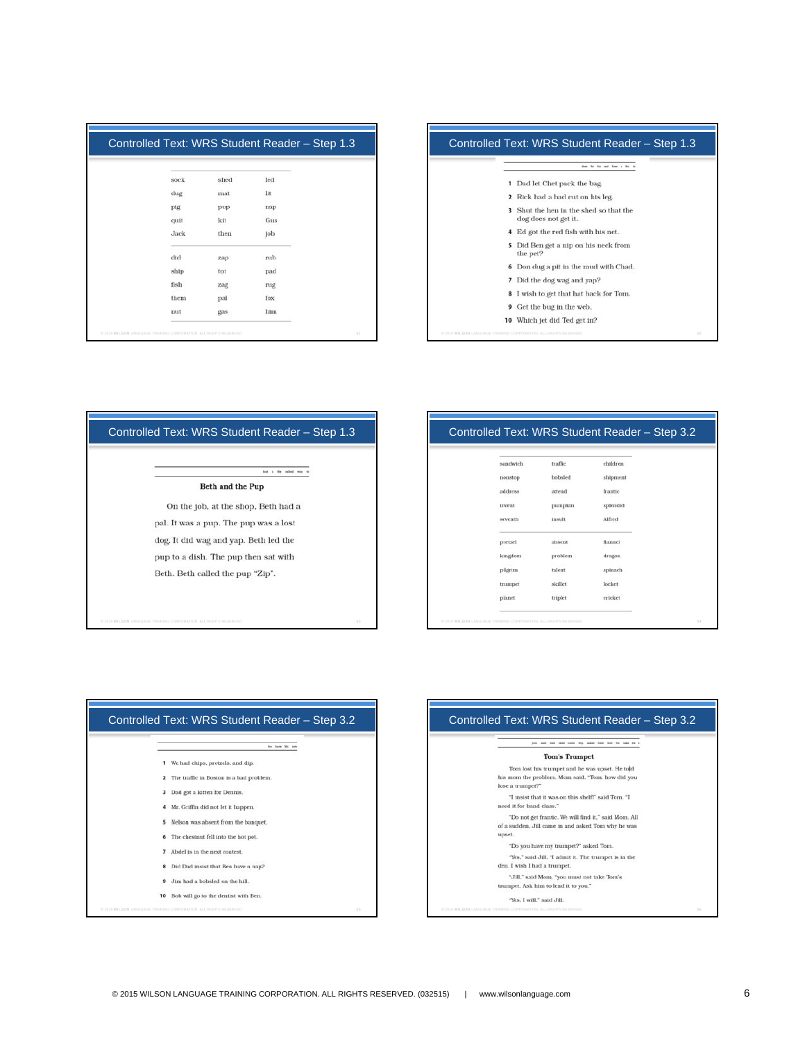## Controlled Text: WRS Student Reader – Step 1.3

| | | |
|---|---|---|
| sock | shed | led |
| dug | mat | lit |
| pig | pup | nap |
| quit | kit | Gus |
| Jack | then | job |
| did | zap | rub |
| ship | tot | pad |
| fish | zag | rug |
| them | pal | fox |
| nut | gas | him |

## Controlled Text: WRS Student Reader – Step 1.3

does for his and from I the is

1. Dad let Chet pack the bag.
2. Rick had a bad cut on his leg.
3. Shut the hen in the shed so that the dog does not get it.
4. Ed got the red fish with his net.
5. Did Ben get a nip on his neck from the pet?
6. Don dug a pit in the mud with Chad.
7. Did the dog wag and yap?
8. I wish to get that hat back for Tom.
9. Get the bug in the web.
10. Which jet did Ted get in?

## Controlled Text: WRS Student Reader – Step 1.3

lost a the called was to

### Beth and the Pup

On the job, at the shop, Beth had a pal. It was a pup. The pup was a lost dog. It did wag and yap. Beth led the pup to a dish. The pup then sat with Beth. Beth called the pup "Zip".

## Controlled Text: WRS Student Reader – Step 3.2

| | | |
|---|---|---|
| sandwich | traffic | children |
| nonstop | bobsled | shipment |
| address | attend | frantic |
| invent | pumpkin | splendid |
| seventh | insult | Alfred |
| pretzel | absent | flannel |
| kingdom | problem | dragon |
| pilgrim | talent | spinach |
| trumpet | skillet | locket |
| planet | triplet | cricket |

## Controlled Text: WRS Student Reader – Step 3.2

the have Mr. you

1. We had chips, pretzels, and dip.
2. The traffic in Boston is a bad problem.
3. Dad got a kitten for Dennis.
4. Mr. Griffin did not let it happen.
5. Nelson was absent from the banquet.
6. The chestnut fell into the hot pot.
7. Abdel is in the next contest.
8. Did Dad insist that Ben have a nap?
9. Jim had a bobsled on the hill.
10. Bob will go to the dentist with Ben.

## Controlled Text: WRS Student Reader – Step 3.2

you said two want come why asked from how the take he I

### Tom's Trumpet

Tom lost his trumpet and he was upset. He told his mom the problem. Mom said, "Tom, how did you lose a trumpet?"

"I insist that it was on this shelf!" said Tom. "I need it for band class."

"Do not get frantic. We will find it," said Mom. All of a sudden, Jill came in and asked Tom why he was upset.

"Do you have my trumpet?" asked Tom.

"Yes," said Jill. "I admit it. The trumpet is in the den. I wish I had a trumpet."

"Jill," said Mom, "you must not take Tom's trumpet. Ask him to lend it to you."

"Yes, I will," said Jill.

© 2015 WILSON LANGUAGE TRAINING CORPORATION. ALL RIGHTS RESERVED. (032515) | www.wilsonlanguage.com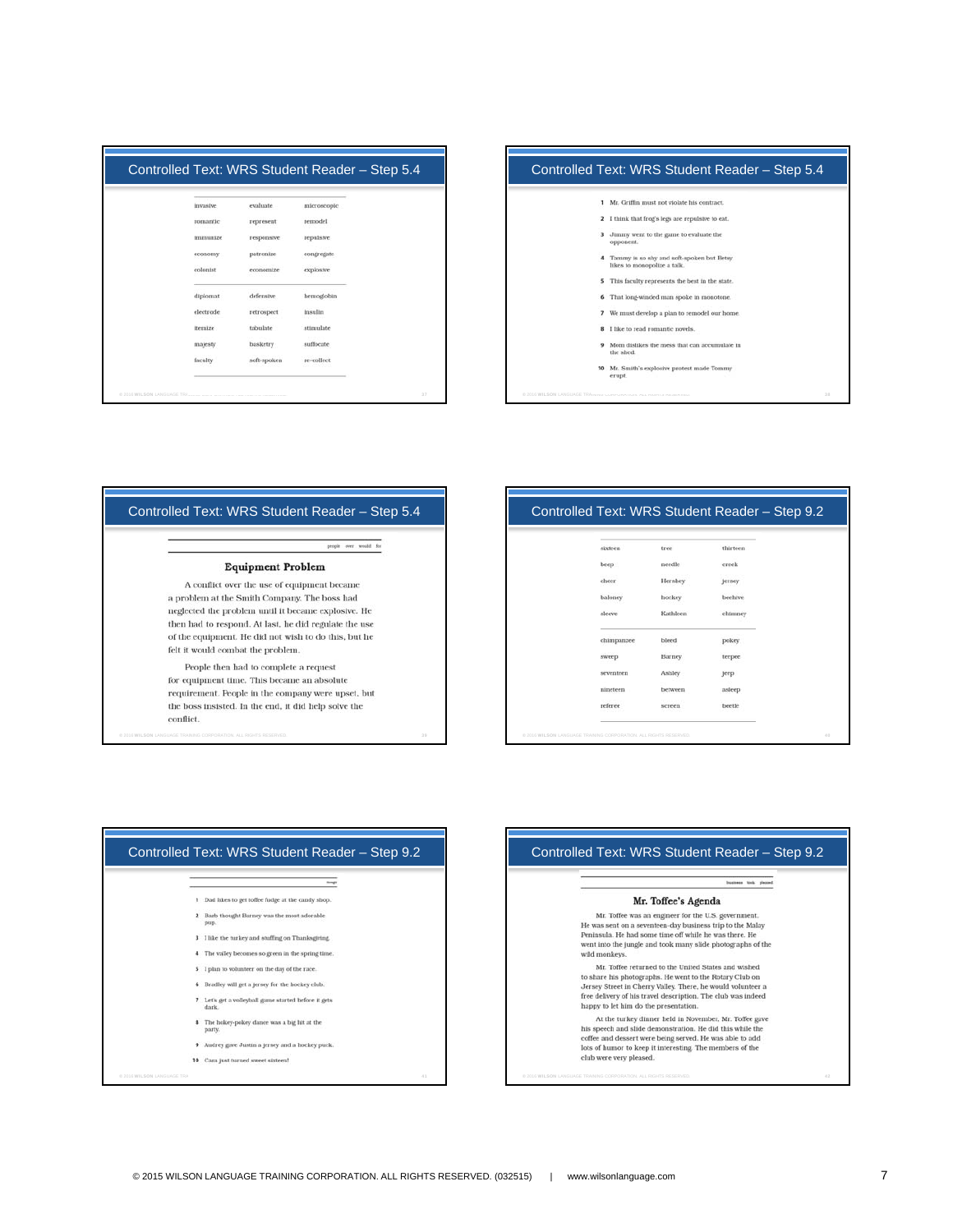## Controlled Text: WRS Student Reader – Step 5.4

| | | |
|---|---|---|
| invasive | evaluate | microscopic |
| romantic | represent | remodel |
| immunize | responsive | repulsive |
| economy | patronize | congregate |
| colonist | economize | explosive |
| diplomat | defensive | hemoglobin |
| electrode | retrospect | insulin |
| itemize | tabulate | stimulate |
| majesty | basketry | suffocate |
| faculty | soft-spoken | re-collect |

## Controlled Text: WRS Student Reader – Step 5.4

1. Mr. Griffin must not violate his contract.
2. I think that frog's legs are repulsive to eat.
3. Jimmy went to the game to evaluate the opponent.
4. Tommy is so shy and soft-spoken but Betsy likes to monopolize a talk.
5. This faculty represents the best in the state.
6. That long-winded man spoke in monotone.
7. We must develop a plan to remodel our home.
8. I like to read romantic novels.
9. Mom dislikes the mess that can accumulate in the shed.
10. Mr. Smith's explosive protest made Tommy erupt.

## Controlled Text: WRS Student Reader – Step 5.4

people over would for

### Equipment Problem

A conflict over the use of equipment became a problem at the Smith Company. The boss had neglected the problem until it became explosive. He then had to respond. At last, he did regulate the use of the equipment. He did not wish to do this, but he felt it would combat the problem.

People then had to complete a request for equipment time. This became an absolute requirement. People in the company were upset, but the boss insisted. In the end, it did help solve the conflict.

## Controlled Text: WRS Student Reader – Step 9.2

| | | |
|---|---|---|
| sixteen | tree | thirteen |
| beep | needle | creek |
| cheer | Hershey | jersey |
| baloney | hockey | beehive |
| sleeve | Kathleen | chimney |
| chimpanzee | bleed | pokey |
| sweep | Barney | teepee |
| seventeen | Ashley | jeep |
| nineteen | between | asleep |
| referee | screen | beetle |

## Controlled Text: WRS Student Reader – Step 9.2

1. Dad likes to get toffee fudge at the candy shop.
2. Barb thought Barney was the most adorable pup.
3. I like the turkey and stuffing on Thanksgiving.
4. The valley becomes so green in the spring time.
5. I plan to volunteer on the day of the race.
6. Bradley will get a jersey for the hockey club.
7. Let's get a volleyball game started before it gets dark.
8. The hokey-pokey dance was a big hit at the party.
9. Audrey gave Justin a jersey and a hockey puck.
10. Cara just turned sweet sixteen!

## Controlled Text: WRS Student Reader – Step 9.2

business took pleased

### Mr. Toffee's Agenda

Mr. Toffee was an engineer for the U.S. government. He was sent on a seventeen-day business trip to the Malay Peninsula. He had some time off while he was there. He went into the jungle and took many slide photographs of the wild monkeys.

Mr. Toffee returned to the United States and wished to share his photographs. He went to the Rotary Club on Jersey Street in Cherry Valley. There, he would volunteer a free delivery of his travel description. The club was indeed happy to let him do the presentation.

At the turkey dinner held in November, Mr. Toffee gave his speech and slide demonstration. He did this while the coffee and dessert were being served. He was able to add lots of humor to keep it interesting. The members of the club were very pleased.

© 2015 WILSON LANGUAGE TRAINING CORPORATION. ALL RIGHTS RESERVED. (032515) | www.wilsonlanguage.com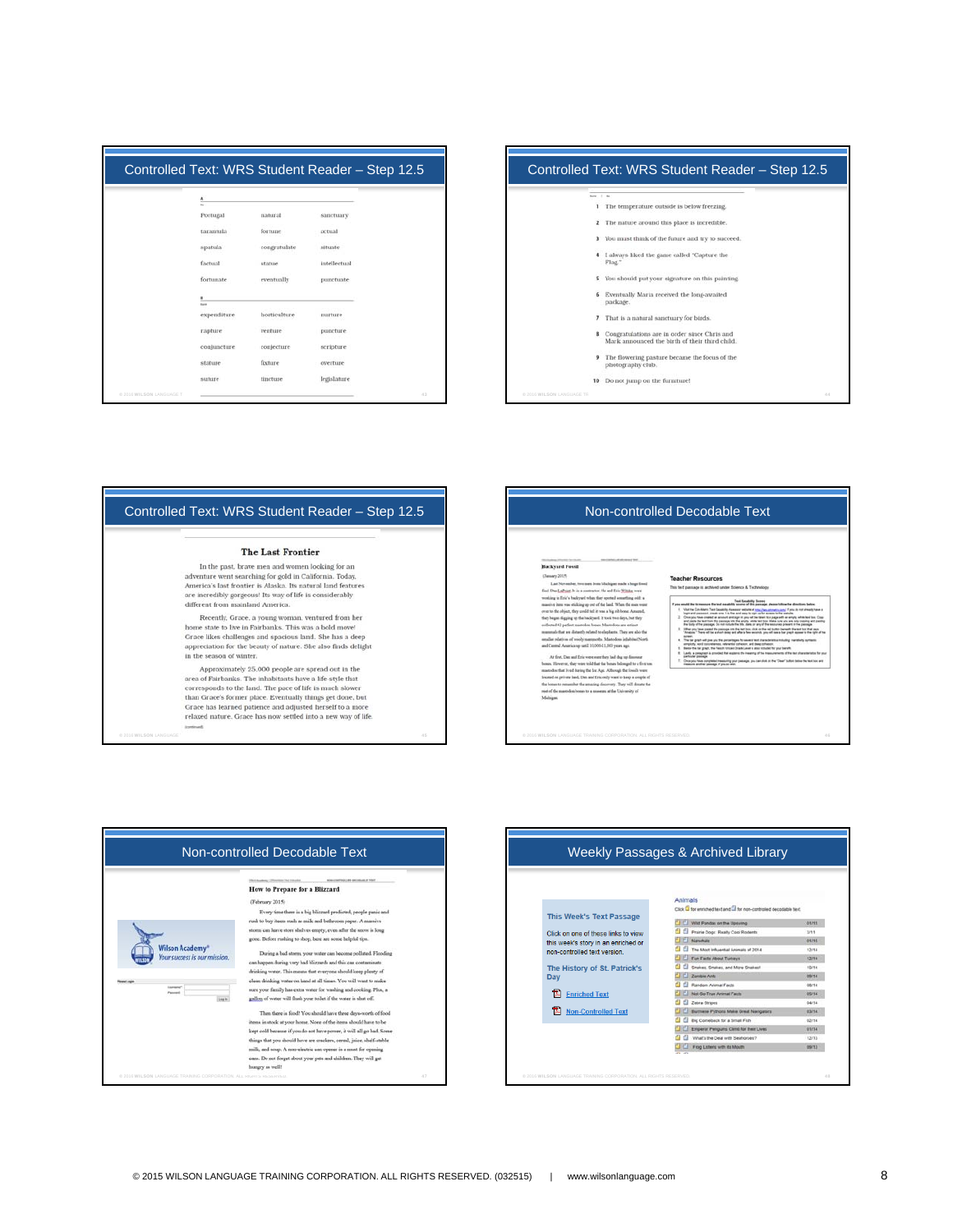## Controlled Text: WRS Student Reader – Step 12.5

**A**

| | | |
|---|---|---|
| Portugal | natural | sanctuary |
| tarantula | fortune | actual |
| spatula | congratulate | situate |
| factual | statue | intellectual |
| fortunate | eventually | punctuate |

**B**

| | | |
|---|---|---|
| expenditure | horticulture | nurture |
| rapture | venture | puncture |
| conjuncture | conjecture | scripture |
| stature | fixture | overture |
| suture | tincture | legislature |

## Controlled Text: WRS Student Reader – Step 12.5

1. The temperature outside is below freezing.
2. The nature around this place is incredible.
3. You must think of the future and try to succeed.
4. I always liked the game called "Capture the Flag."
5. You should put your signature on this painting.
6. Eventually Maria received the long-awaited package.
7. That is a natural sanctuary for birds.
8. Congratulations are in order since Chris and Mark announced the birth of their third child.
9. The flowering pasture became the focus of the photography club.
10. Do not jump on the furniture!

## Controlled Text: WRS Student Reader – Step 12.5

### The Last Frontier

In the past, brave men and women looking for an adventure went searching for gold in California. Today, America's last frontier is Alaska. Its natural land features are incredibly gorgeous! Its way of life is considerably different from mainland America.

Recently, Grace, a young woman, ventured from her home state to live in Fairbanks. This was a bold move! Grace likes challenges and spacious land. She has a deep appreciation for the beauty of nature. She also finds delight in the season of winter.

Approximately 25,000 people are spread out in the area of Fairbanks. The inhabitants have a life style that corresponds to the land. The pace of life is much slower than Grace's former place. Eventually things get done, but Grace has learned patience and adjusted herself to a more relaxed nature. Grace has now settled into a new way of life.

(continued)

## Non-controlled Decodable Text

**Backyard Fossil**

(January 2015)

**Teacher Resources**

This text passage is archived under Science & Technology.

## Non-controlled Decodable Text

**How to Prepare for a Blizzard**

(February 2015)

Every time there is a big blizzard predicted, people panic and rush to buy items such as milk and bathroom paper. A massive storm can leave store shelves empty, even after the snow is long gone. Before rushing to shop, here are some helpful tips.

During a bad storm, your water can become polluted. Flooding can happen during very bad blizzards and this can contaminate drinking water. This means that everyone should keep plenty of clean drinking water on hand at all times. You will want to make sure your family has extra water for washing and cooking. Plus, a gallon of water will flush your toilet if the water is shut off.

Then there is food! You should have three days-worth of food items in stock at your home. None of the items should have to be kept cold because if you do not have power, it will all go bad. Some things that you should have are crackers, cereal, juice, shelf-stable milk, and soup. A non-electric can opener is a must for opening cans. Do not forget about your pets and children. They will get hungry as well!

Wilson Academy® Your success is our mission.

## Weekly Passages & Archived Library

**This Week's Text Passage**

Click on one of these links to view this week's story in an enriched or non-controlled text version.

**The History of St. Patrick's Day**

Enriched Text

Non-Controlled Text

**Animals**

Click for enriched text and for non-controlled decodable text

| | |
|---|---|
| Wild Pandas on the Upswing | 01/15 |
| Prairie Dogs: Really Cool Rodents | 1/15 |
| NanoAnts | 01/15 |
| The Most Influential Animals of 2014 | 12/14 |
| Fun Facts About Turkeys | 12/14 |
| Snakes, Snakes, and More Snakes! | 10/14 |
| Zombie Ants | 09/14 |
| Random Animal Facts | 08/14 |
| Not-So-True Animal Facts | 05/14 |
| Zebra Stripes | 04/14 |
| Burmese Pythons Make Great Navigators | 03/14 |
| Big Comeback for a Small Fish | 02/14 |
| Emperor Penguins Climb for their Lives | 01/14 |
| What's the Deal with Seahorses? | 12/13 |
| Frog Listens with its Mouth | 09/13 |

© 2015 WILSON LANGUAGE TRAINING CORPORATION. ALL RIGHTS RESERVED. (032515) | www.wilsonlanguage.com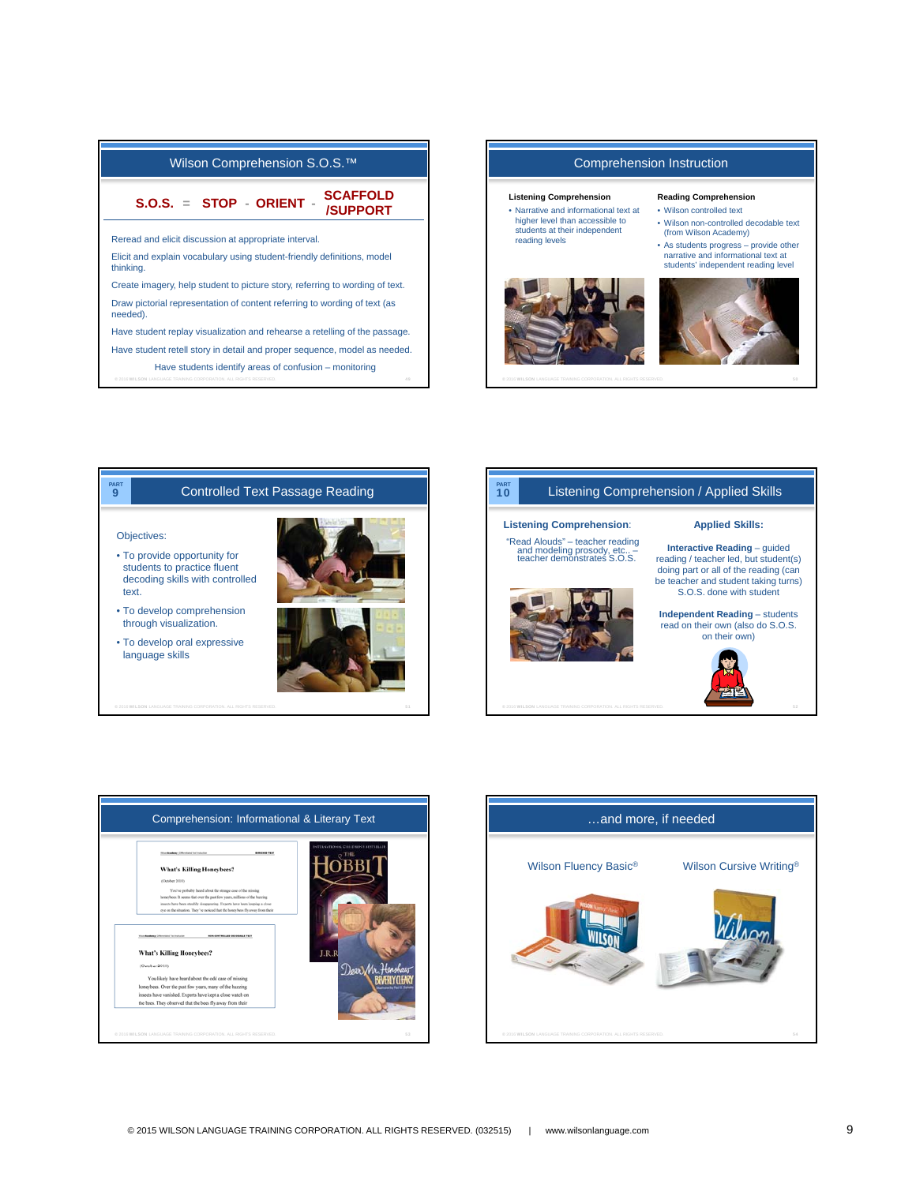## Wilson Comprehension S.O.S.™

**S.O.S. = STOP - ORIENT - SCAFFOLD /SUPPORT**

Reread and elicit discussion at appropriate interval.

Elicit and explain vocabulary using student-friendly definitions, model thinking.

Create imagery, help student to picture story, referring to wording of text.

Draw pictorial representation of content referring to wording of text (as needed).

Have student replay visualization and rehearse a retelling of the passage.

Have student retell story in detail and proper sequence, model as needed.

Have students identify areas of confusion – monitoring

## Comprehension Instruction

**Listening Comprehension**

- Narrative and informational text at higher level than accessible to students at their independent reading levels

**Reading Comprehension**

- Wilson controlled text
- Wilson non-controlled decodable text (from Wilson Academy)
- As students progress – provide other narrative and informational text at students' independent reading level

## PART 9 Controlled Text Passage Reading

Objectives:

- To provide opportunity for students to practice fluent decoding skills with controlled text.
- To develop comprehension through visualization.
- To develop oral expressive language skills

## PART 10 Listening Comprehension / Applied Skills

**Listening Comprehension:**

"Read Alouds" – teacher reading and modeling prosody, etc.. – teacher demonstrates S.O.S.

**Applied Skills:**

**Interactive Reading** – guided reading / teacher led, but student(s) doing part or all of the reading (can be teacher and student taking turns) S.O.S. done with student

**Independent Reading** – students read on their own (also do S.O.S. on their own)

## Comprehension: Informational & Literary Text

## …and more, if needed

Wilson Fluency Basic®

Wilson Cursive Writing®

© 2015 WILSON LANGUAGE TRAINING CORPORATION. ALL RIGHTS RESERVED. (032515) | www.wilsonlanguage.com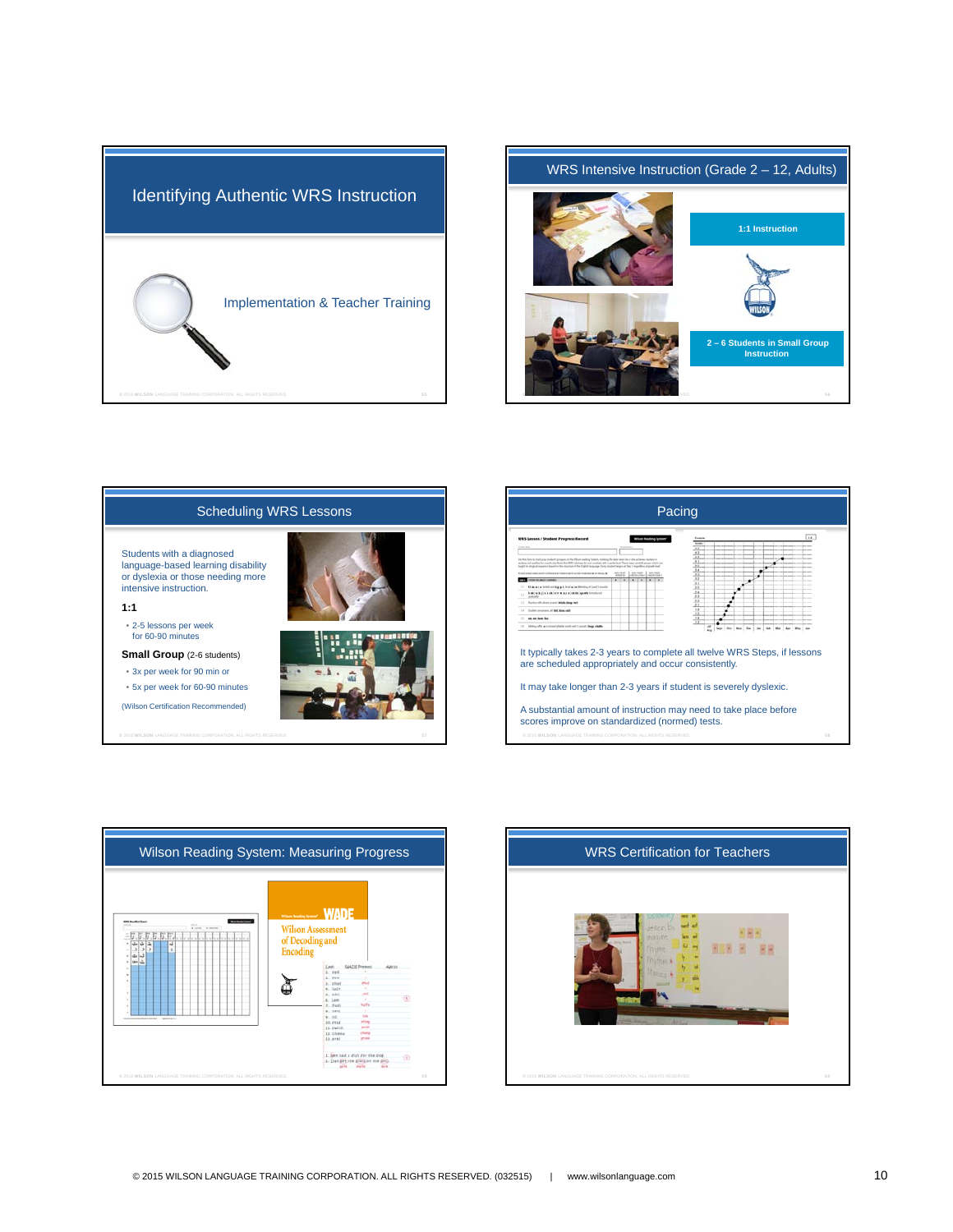## Identifying Authentic WRS Instruction

Implementation & Teacher Training

## WRS Intensive Instruction (Grade 2 – 12, Adults)

1:1 Instruction

2 – 6 Students in Small Group Instruction

## Scheduling WRS Lessons

Students with a diagnosed language-based learning disability or dyslexia or those needing more intensive instruction.

**1:1**

- 2-5 lessons per week for 60-90 minutes

**Small Group** (2-6 students)

- 3x per week for 90 min or
- 5x per week for 60-90 minutes

(Wilson Certification Recommended)

## Pacing

It typically takes 2-3 years to complete all twelve WRS Steps, if lessons are scheduled appropriately and occur consistently.

It may take longer than 2-3 years if student is severely dyslexic.

A substantial amount of instruction may need to take place before scores improve on standardized (normed) tests.

## Wilson Reading System: Measuring Progress

Wilson Reading System® WADE

Wilson Assessment of Decoding and Encoding

## WRS Certification for Teachers

© 2015 WILSON LANGUAGE TRAINING CORPORATION. ALL RIGHTS RESERVED. (032515) | www.wilsonlanguage.com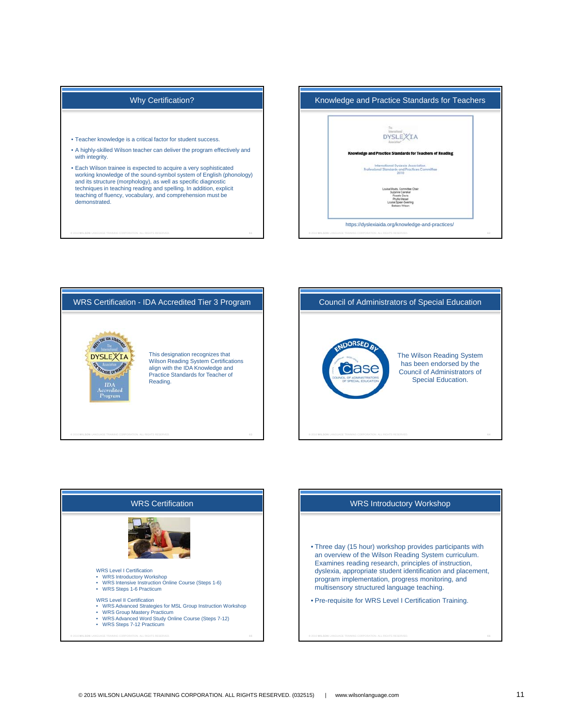## Why Certification?

- Teacher knowledge is a critical factor for student success.
- A highly-skilled Wilson teacher can deliver the program effectively and with integrity.
- Each Wilson trainee is expected to acquire a very sophisticated working knowledge of the sound-symbol system of English (phonology) and its structure (morphology), as well as specific diagnostic techniques in teaching reading and spelling. In addition, explicit teaching of fluency, vocabulary, and comprehension must be demonstrated.

## Knowledge and Practice Standards for Teachers

The International Dyslexia Association

**Knowledge and Practice Standards for Teachers of Reading**

International Dyslexia Association, Professional Standards and Practices Committee 2010

Louisa Moats, Committee Chair
Suzanne Carreker
Rosalie Davis
Phyllis Meisel
Louise Spear-Swerling
Barbara Wilson

https://dyslexiaida.org/knowledge-and-practices/

## WRS Certification - IDA Accredited Tier 3 Program

This designation recognizes that Wilson Reading System Certifications align with the IDA Knowledge and Practice Standards for Teacher of Reading.

## Council of Administrators of Special Education

The Wilson Reading System has been endorsed by the Council of Administrators of Special Education.

## WRS Certification

WRS Level I Certification

- WRS Introductory Workshop
- WRS Intensive Instruction Online Course (Steps 1-6)
- WRS Steps 1-6 Practicum

WRS Level II Certification

- WRS Advanced Strategies for MSL Group Instruction Workshop
- WRS Group Mastery Practicum
- WRS Advanced Word Study Online Course (Steps 7-12)
- WRS Steps 7-12 Practicum

## WRS Introductory Workshop

- Three day (15 hour) workshop provides participants with an overview of the Wilson Reading System curriculum. Examines reading research, principles of instruction, dyslexia, appropriate student identification and placement, program implementation, progress monitoring, and multisensory structured language teaching.
- Pre-requisite for WRS Level I Certification Training.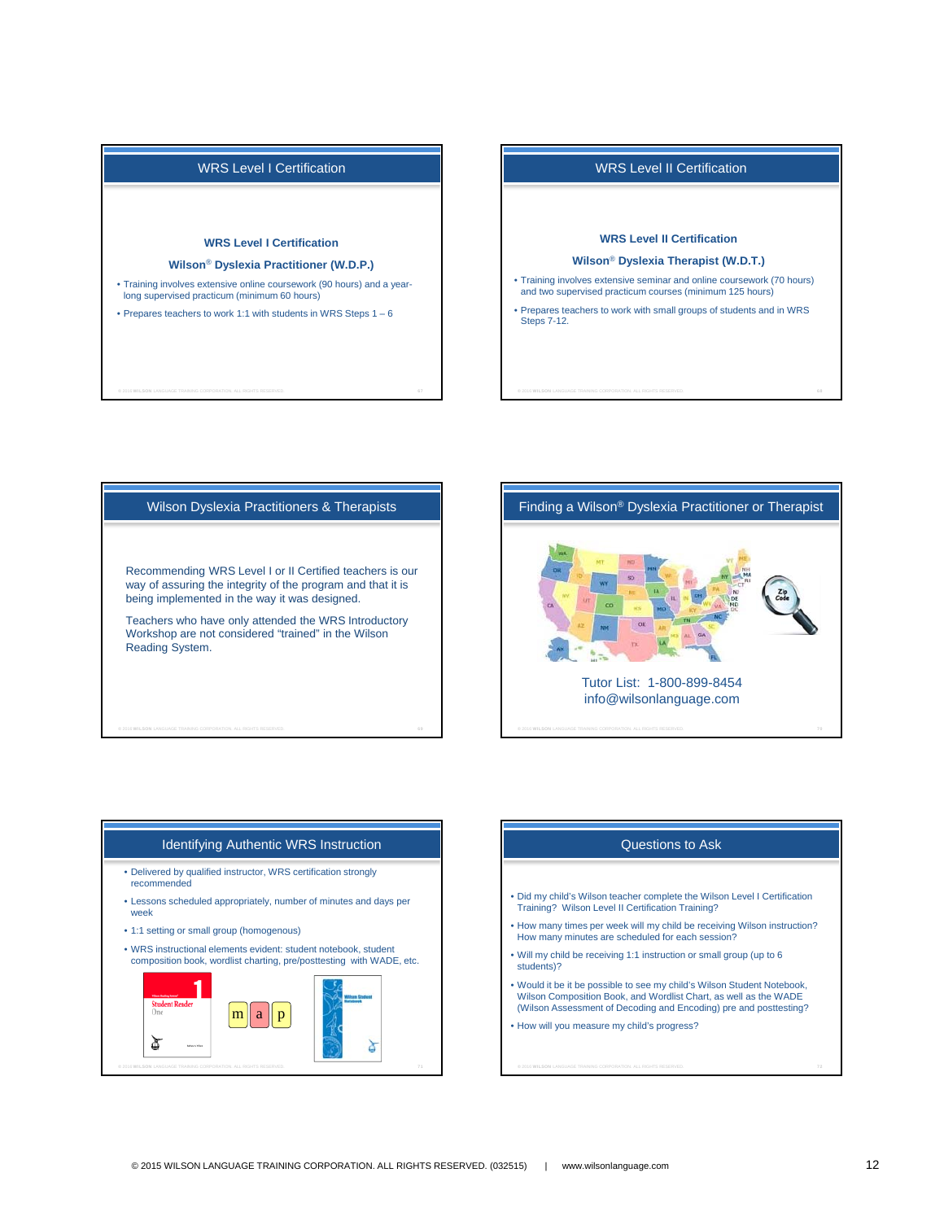## WRS Level I Certification

**WRS Level I Certification**

**Wilson® Dyslexia Practitioner (W.D.P.)**

- Training involves extensive online coursework (90 hours) and a year-long supervised practicum (minimum 60 hours)
- Prepares teachers to work 1:1 with students in WRS Steps 1 – 6

## WRS Level II Certification

**WRS Level II Certification**

**Wilson® Dyslexia Therapist (W.D.T.)**

- Training involves extensive seminar and online coursework (70 hours) and two supervised practicum courses (minimum 125 hours)
- Prepares teachers to work with small groups of students and in WRS Steps 7-12.

## Wilson Dyslexia Practitioners & Therapists

Recommending WRS Level I or II Certified teachers is our way of assuring the integrity of the program and that it is being implemented in the way it was designed.

Teachers who have only attended the WRS Introductory Workshop are not considered "trained" in the Wilson Reading System.

## Finding a Wilson® Dyslexia Practitioner or Therapist

Tutor List: 1-800-899-8454
info@wilsonlanguage.com

## Identifying Authentic WRS Instruction

- Delivered by qualified instructor, WRS certification strongly recommended
- Lessons scheduled appropriately, number of minutes and days per week
- 1:1 setting or small group (homogenous)
- WRS instructional elements evident: student notebook, student composition book, wordlist charting, pre/posttesting with WADE, etc.

## Questions to Ask

- Did my child's Wilson teacher complete the Wilson Level I Certification Training? Wilson Level II Certification Training?
- How many times per week will my child be receiving Wilson instruction? How many minutes are scheduled for each session?
- Will my child be receiving 1:1 instruction or small group (up to 6 students)?
- Would it be it be possible to see my child's Wilson Student Notebook, Wilson Composition Book, and Wordlist Chart, as well as the WADE (Wilson Assessment of Decoding and Encoding) pre and posttesting?
- How will you measure my child's progress?

© 2015 WILSON LANGUAGE TRAINING CORPORATION. ALL RIGHTS RESERVED. (032515) | www.wilsonlanguage.com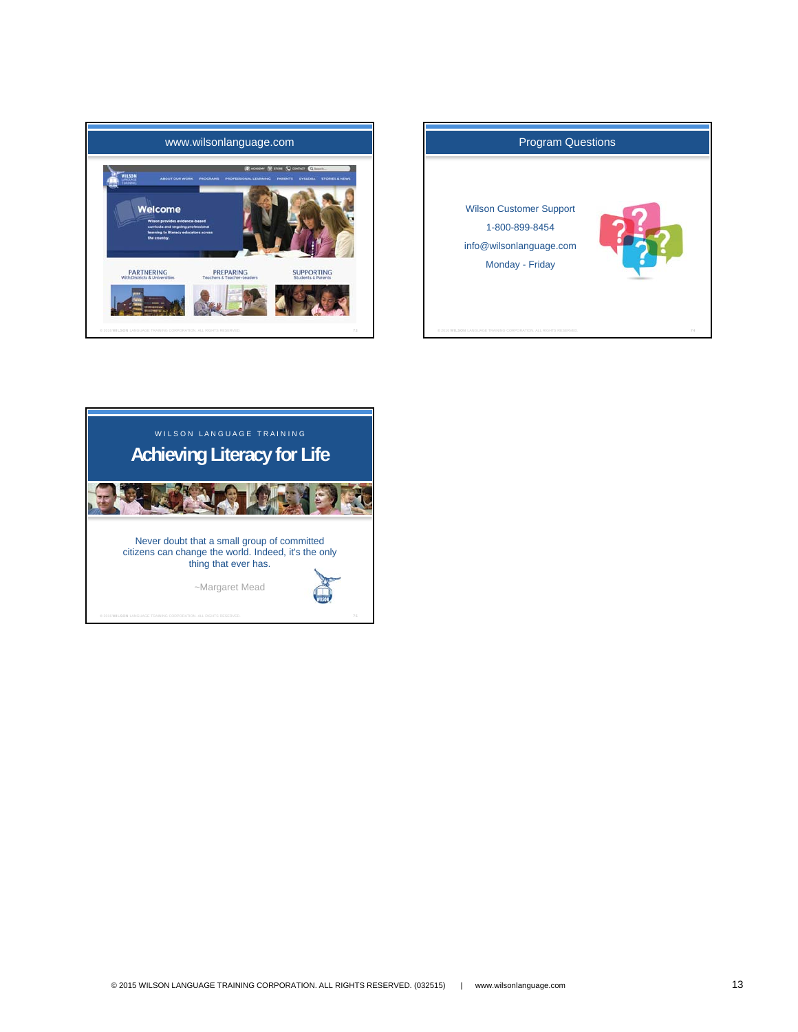## www.wilsonlanguage.com

Welcome

Wilson provides evidence-based curricula and ongoing professional learning to literacy educators across the country.

PARTNERING With Districts & Universities

PREPARING Teachers & Teacher-Leaders

SUPPORTING Students & Parents

## Program Questions

Wilson Customer Support

1-800-899-8454

info@wilsonlanguage.com

Monday - Friday

WILSON LANGUAGE TRAINING

## Achieving Literacy for Life

Never doubt that a small group of committed citizens can change the world. Indeed, it's the only thing that ever has.

~Margaret Mead

© 2015 WILSON LANGUAGE TRAINING CORPORATION. ALL RIGHTS RESERVED. (032515) | www.wilsonlanguage.com